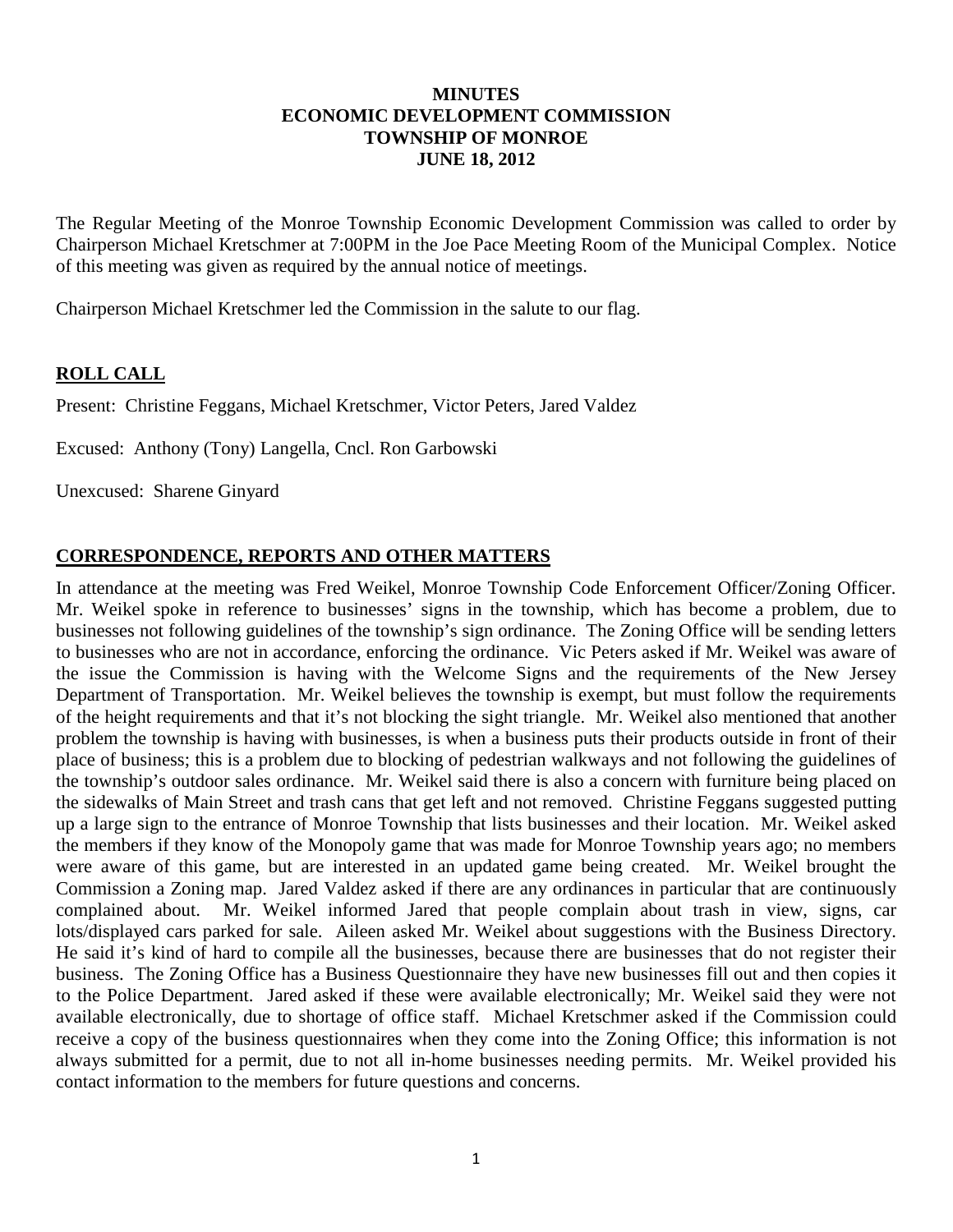**MINUTES**
**ECONOMIC DEVELOPMENT COMMISSION**
**TOWNSHIP OF MONROE**
**JUNE 18, 2012**

The Regular Meeting of the Monroe Township Economic Development Commission was called to order by Chairperson Michael Kretschmer at 7:00PM in the Joe Pace Meeting Room of the Municipal Complex. Notice of this meeting was given as required by the annual notice of meetings.

Chairperson Michael Kretschmer led the Commission in the salute to our flag.

## ROLL CALL

Present: Christine Feggans, Michael Kretschmer, Victor Peters, Jared Valdez

Excused: Anthony (Tony) Langella, Cncl. Ron Garbowski

Unexcused: Sharene Ginyard

## CORRESPONDENCE, REPORTS AND OTHER MATTERS

In attendance at the meeting was Fred Weikel, Monroe Township Code Enforcement Officer/Zoning Officer. Mr. Weikel spoke in reference to businesses' signs in the township, which has become a problem, due to businesses not following guidelines of the township's sign ordinance. The Zoning Office will be sending letters to businesses who are not in accordance, enforcing the ordinance. Vic Peters asked if Mr. Weikel was aware of the issue the Commission is having with the Welcome Signs and the requirements of the New Jersey Department of Transportation. Mr. Weikel believes the township is exempt, but must follow the requirements of the height requirements and that it's not blocking the sight triangle. Mr. Weikel also mentioned that another problem the township is having with businesses, is when a business puts their products outside in front of their place of business; this is a problem due to blocking of pedestrian walkways and not following the guidelines of the township's outdoor sales ordinance. Mr. Weikel said there is also a concern with furniture being placed on the sidewalks of Main Street and trash cans that get left and not removed. Christine Feggans suggested putting up a large sign to the entrance of Monroe Township that lists businesses and their location. Mr. Weikel asked the members if they know of the Monopoly game that was made for Monroe Township years ago; no members were aware of this game, but are interested in an updated game being created. Mr. Weikel brought the Commission a Zoning map. Jared Valdez asked if there are any ordinances in particular that are continuously complained about. Mr. Weikel informed Jared that people complain about trash in view, signs, car lots/displayed cars parked for sale. Aileen asked Mr. Weikel about suggestions with the Business Directory. He said it's kind of hard to compile all the businesses, because there are businesses that do not register their business. The Zoning Office has a Business Questionnaire they have new businesses fill out and then copies it to the Police Department. Jared asked if these were available electronically; Mr. Weikel said they were not available electronically, due to shortage of office staff. Michael Kretschmer asked if the Commission could receive a copy of the business questionnaires when they come into the Zoning Office; this information is not always submitted for a permit, due to not all in-home businesses needing permits. Mr. Weikel provided his contact information to the members for future questions and concerns.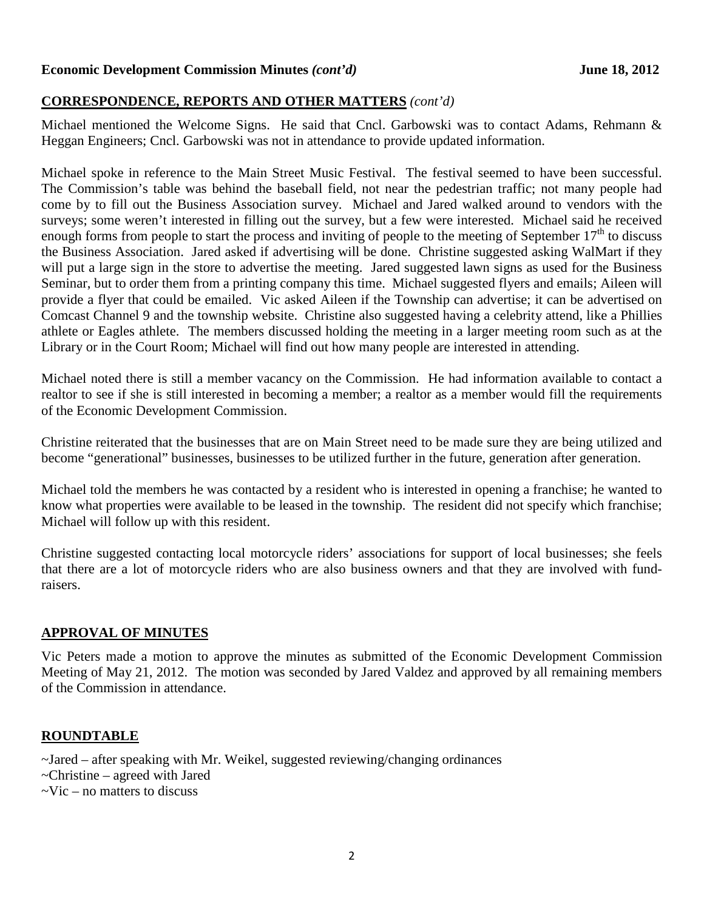## CORRESPONDENCE, REPORTS AND OTHER MATTERS *(cont'd)*

Michael mentioned the Welcome Signs. He said that Cncl. Garbowski was to contact Adams, Rehmann & Heggan Engineers; Cncl. Garbowski was not in attendance to provide updated information.

Michael spoke in reference to the Main Street Music Festival. The festival seemed to have been successful. The Commission's table was behind the baseball field, not near the pedestrian traffic; not many people had come by to fill out the Business Association survey. Michael and Jared walked around to vendors with the surveys; some weren't interested in filling out the survey, but a few were interested. Michael said he received enough forms from people to start the process and inviting of people to the meeting of September 17th to discuss the Business Association. Jared asked if advertising will be done. Christine suggested asking WalMart if they will put a large sign in the store to advertise the meeting. Jared suggested lawn signs as used for the Business Seminar, but to order them from a printing company this time. Michael suggested flyers and emails; Aileen will provide a flyer that could be emailed. Vic asked Aileen if the Township can advertise; it can be advertised on Comcast Channel 9 and the township website. Christine also suggested having a celebrity attend, like a Phillies athlete or Eagles athlete. The members discussed holding the meeting in a larger meeting room such as at the Library or in the Court Room; Michael will find out how many people are interested in attending.

Michael noted there is still a member vacancy on the Commission. He had information available to contact a realtor to see if she is still interested in becoming a member; a realtor as a member would fill the requirements of the Economic Development Commission.

Christine reiterated that the businesses that are on Main Street need to be made sure they are being utilized and become "generational" businesses, businesses to be utilized further in the future, generation after generation.

Michael told the members he was contacted by a resident who is interested in opening a franchise; he wanted to know what properties were available to be leased in the township. The resident did not specify which franchise; Michael will follow up with this resident.

Christine suggested contacting local motorcycle riders' associations for support of local businesses; she feels that there are a lot of motorcycle riders who are also business owners and that they are involved with fund-raisers.

## APPROVAL OF MINUTES

Vic Peters made a motion to approve the minutes as submitted of the Economic Development Commission Meeting of May 21, 2012. The motion was seconded by Jared Valdez and approved by all remaining members of the Commission in attendance.

## ROUNDTABLE

~Jared – after speaking with Mr. Weikel, suggested reviewing/changing ordinances
~Christine – agreed with Jared
~Vic – no matters to discuss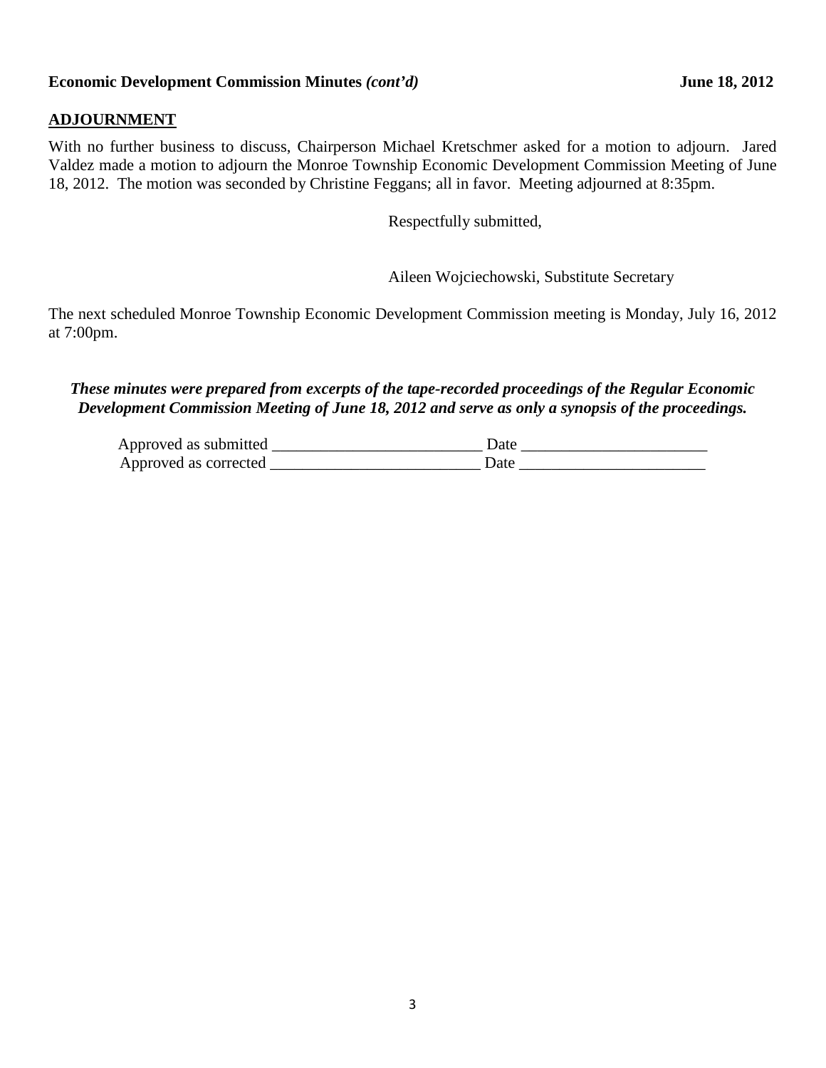## ADJOURNMENT

With no further business to discuss, Chairperson Michael Kretschmer asked for a motion to adjourn. Jared Valdez made a motion to adjourn the Monroe Township Economic Development Commission Meeting of June 18, 2012. The motion was seconded by Christine Feggans; all in favor. Meeting adjourned at 8:35pm.

Respectfully submitted,

Aileen Wojciechowski, Substitute Secretary

The next scheduled Monroe Township Economic Development Commission meeting is Monday, July 16, 2012 at 7:00pm.

***These minutes were prepared from excerpts of the tape-recorded proceedings of the Regular Economic Development Commission Meeting of June 18, 2012 and serve as only a synopsis of the proceedings.***

Approved as submitted __________________________ Date _______________________

Approved as corrected __________________________ Date _______________________